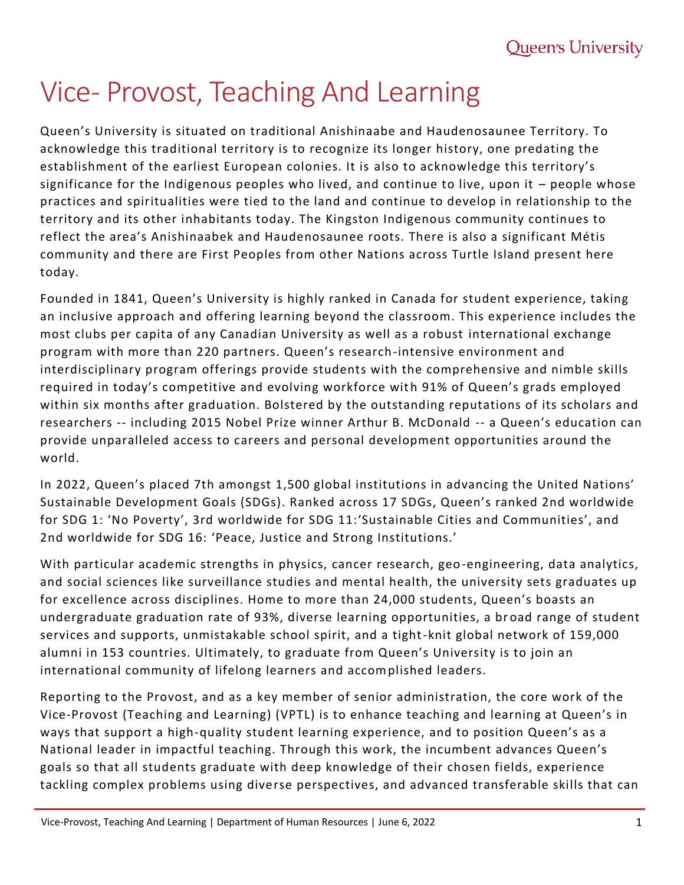# Vice- Provost, Teaching And Learning

Queen's University is situated on traditional Anishinaabe and Haudenosaunee Territory. To acknowledge this traditional territory is to recognize its longer history, one predating the establishment of the earliest European colonies. It is also to acknowledge this territory's significance for the Indigenous peoples who lived, and continue to live, upon it – people whose practices and spiritualities were tied to the land and continue to develop in relationship to the territory and its other inhabitants today. The Kingston Indigenous community continues to reflect the area's Anishinaabek and Haudenosaunee roots. There is also a significant Métis community and there are First Peoples from other Nations across Turtle Island present here today.

Founded in 1841, Queen's University is highly ranked in Canada for student experience, taking an inclusive approach and offering learning beyond the classroom. This experience includes the most clubs per capita of any Canadian University as well as a robust international exchange program with more than 220 partners. Queen's research-intensive environment and interdisciplinary program offerings provide students with the comprehensive and nimble skills required in today's competitive and evolving workforce with 91% of Queen's grads employed within six months after graduation. Bolstered by the outstanding reputations of its scholars and researchers -- including 2015 Nobel Prize winner Arthur B. McDonald -- a Queen's education can provide unparalleled access to careers and personal development opportunities around the world.

In 2022, Queen's placed 7th amongst 1,500 global institutions in advancing the United Nations' Sustainable Development Goals (SDGs). Ranked across 17 SDGs, Queen's ranked 2nd worldwide for SDG 1: 'No Poverty', 3rd worldwide for SDG 11:'Sustainable Cities and Communities', and 2nd worldwide for SDG 16: 'Peace, Justice and Strong Institutions.'

With particular academic strengths in physics, cancer research, geo-engineering, data analytics, and social sciences like surveillance studies and mental health, the university sets graduates up for excellence across disciplines. Home to more than 24,000 students, Queen's boasts an undergraduate graduation rate of 93%, diverse learning opportunities, a broad range of student services and supports, unmistakable school spirit, and a tight-knit global network of 159,000 alumni in 153 countries. Ultimately, to graduate from Queen's University is to join an international community of lifelong learners and accomplished leaders.

Reporting to the Provost, and as a key member of senior administration, the core work of the Vice-Provost (Teaching and Learning) (VPTL) is to enhance teaching and learning at Queen's in ways that support a high-quality student learning experience, and to position Queen's as a National leader in impactful teaching. Through this work, the incumbent advances Queen's goals so that all students graduate with deep knowledge of their chosen fields, experience tackling complex problems using diverse perspectives, and advanced transferable skills that can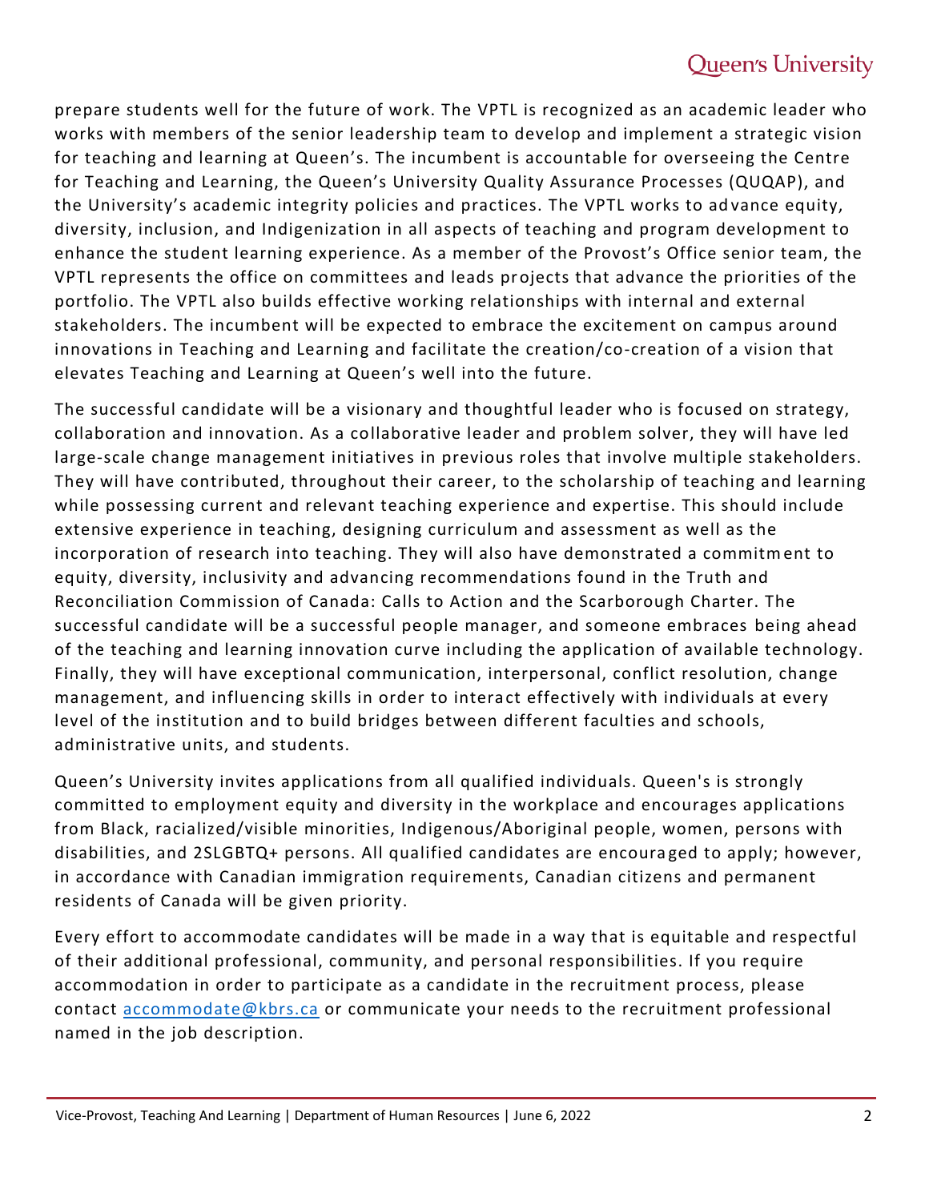prepare students well for the future of work. The VPTL is recognized as an academic leader who works with members of the senior leadership team to develop and implement a strategic vision for teaching and learning at Queen's. The incumbent is accountable for overseeing the Centre for Teaching and Learning, the Queen's University Quality Assurance Processes (QUQAP), and the University's academic integrity policies and practices. The VPTL works to advance equity, diversity, inclusion, and Indigenization in all aspects of teaching and program development to enhance the student learning experience. As a member of the Provost's Office senior team, the VPTL represents the office on committees and leads projects that advance the priorities of the portfolio. The VPTL also builds effective working relationships with internal and external stakeholders. The incumbent will be expected to embrace the excitement on campus around innovations in Teaching and Learning and facilitate the creation/co-creation of a vision that elevates Teaching and Learning at Queen's well into the future.

The successful candidate will be a visionary and thoughtful leader who is focused on strategy, collaboration and innovation. As a collaborative leader and problem solver, they will have led large-scale change management initiatives in previous roles that involve multiple stakeholders. They will have contributed, throughout their career, to the scholarship of teaching and learning while possessing current and relevant teaching experience and expertise. This should include extensive experience in teaching, designing curriculum and assessment as well as the incorporation of research into teaching. They will also have demonstrated a commitment to equity, diversity, inclusivity and advancing recommendations found in the Truth and Reconciliation Commission of Canada: Calls to Action and the Scarborough Charter. The successful candidate will be a successful people manager, and someone embraces being ahead of the teaching and learning innovation curve including the application of available technology. Finally, they will have exceptional communication, interpersonal, conflict resolution, change management, and influencing skills in order to interact effectively with individuals at every level of the institution and to build bridges between different faculties and schools, administrative units, and students.

Queen's University invites applications from all qualified individuals. Queen's is strongly committed to employment equity and diversity in the workplace and encourages applications from Black, racialized/visible minorities, Indigenous/Aboriginal people, women, persons with disabilities, and 2SLGBTQ+ persons. All qualified candidates are encouraged to apply; however, in accordance with Canadian immigration requirements, Canadian citizens and permanent residents of Canada will be given priority.

Every effort to accommodate candidates will be made in a way that is equitable and respectful of their additional professional, community, and personal responsibilities. If you require accommodation in order to participate as a candidate in the recruitment process, please contact [accommodate@kbrs.ca](mailto:accommodate@kbrs.ca) or communicate your needs to the recruitment professional named in the job description.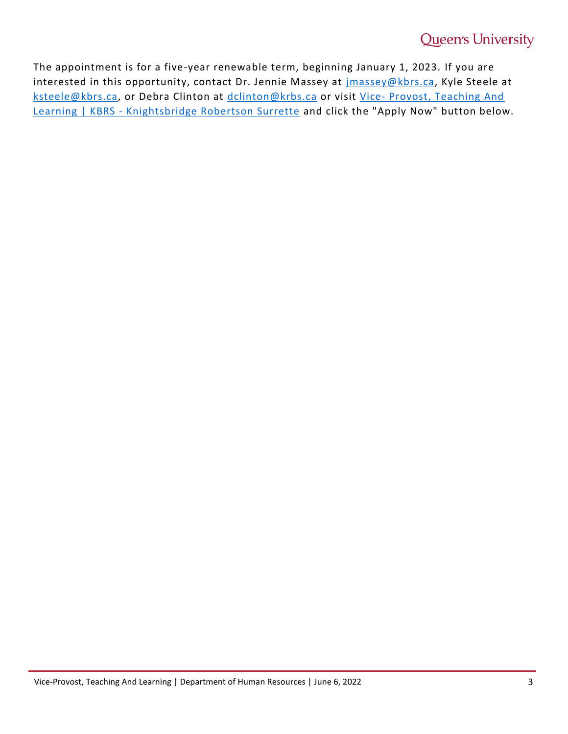The appointment is for a five-year renewable term, beginning January 1, 2023. If you are interested in this opportunity, contact Dr. Jennie Massey at jmassey@kbrs.ca, Kyle Steele at ksteele@kbrs.ca, or Debra Clinton at dclinton@krbs.ca or visit Vice- Provost, Teaching And Learning | KBRS - Knightsbridge Robertson Surrette and click the "Apply Now" button below.